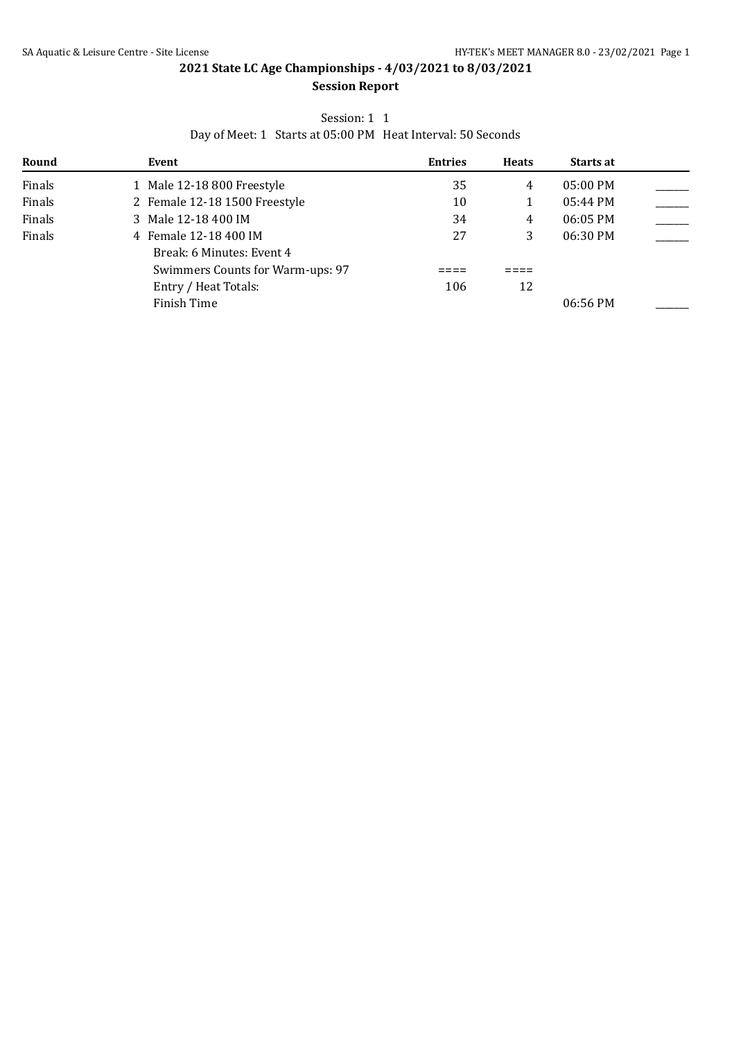## 2021 State LC Age Championships - 4/03/2021 to 8/03/2021

### Session Report

Session: 1 1

Day of Meet: 1 Starts at 05:00 PM Heat Interval: 50 Seconds

| Round | Event | Entries | Heats | Starts at | |
|---|---|---|---|---|---|
| Finals | 1 Male 12-18 800 Freestyle | 35 | 4 | 05:00 PM | ______ |
| Finals | 2 Female 12-18 1500 Freestyle | 10 | 1 | 05:44 PM | ______ |
| Finals | 3 Male 12-18 400 IM | 34 | 4 | 06:05 PM | ______ |
| Finals | 4 Female 12-18 400 IM | 27 | 3 | 06:30 PM | ______ |
| | Break: 6 Minutes: Event 4 | | | | |
| | Swimmers Counts for Warm-ups: 97 | ==== | ==== | | |
| | Entry / Heat Totals: | 106 | 12 | | |
| | Finish Time | | | 06:56 PM | ______ |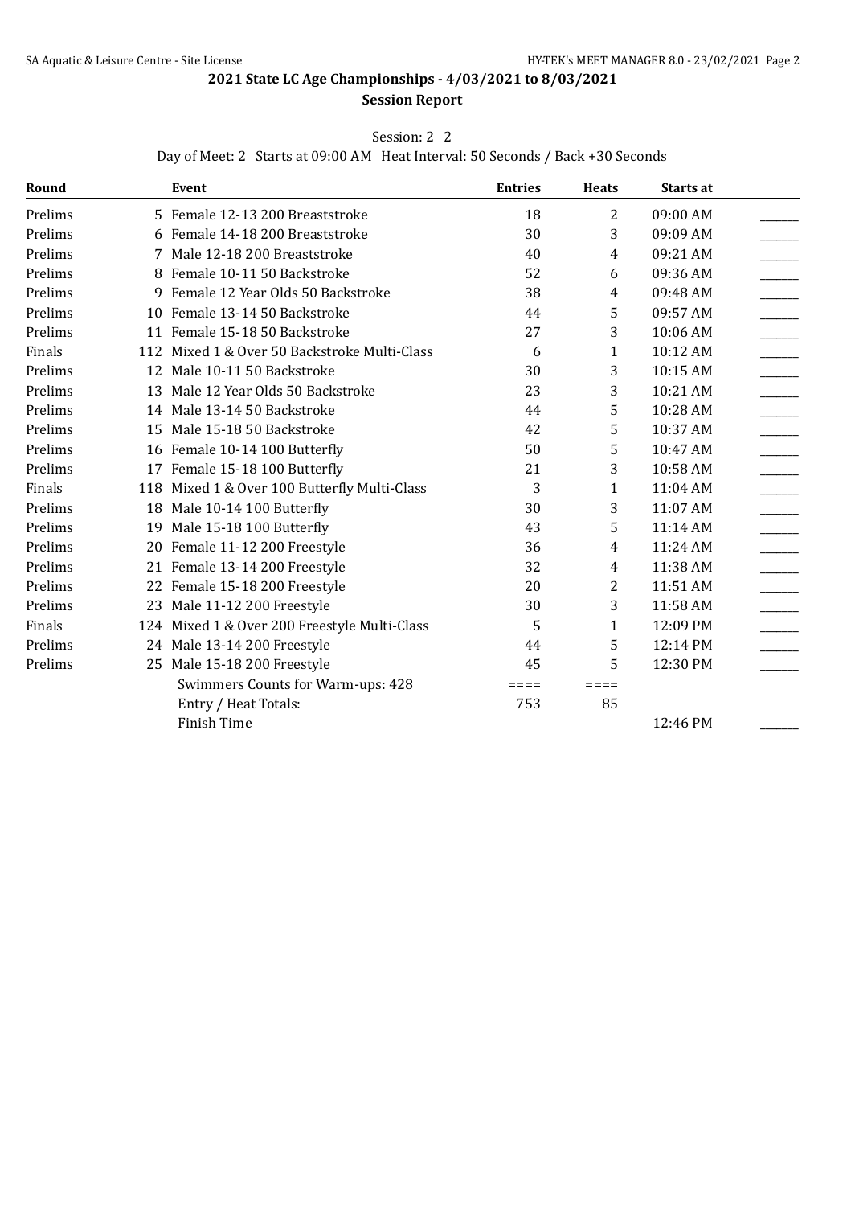## 2021 State LC Age Championships - 4/03/2021 to 8/03/2021

### Session Report

Session: 2 2

Day of Meet: 2 Starts at 09:00 AM Heat Interval: 50 Seconds / Back +30 Seconds

| Round | | Event | Entries | Heats | Starts at | |
|---|---|---|---|---|---|---|
| Prelims | 5 | Female 12-13 200 Breaststroke | 18 | 2 | 09:00 AM | _____ |
| Prelims | 6 | Female 14-18 200 Breaststroke | 30 | 3 | 09:09 AM | _____ |
| Prelims | 7 | Male 12-18 200 Breaststroke | 40 | 4 | 09:21 AM | _____ |
| Prelims | 8 | Female 10-11 50 Backstroke | 52 | 6 | 09:36 AM | _____ |
| Prelims | 9 | Female 12 Year Olds 50 Backstroke | 38 | 4 | 09:48 AM | _____ |
| Prelims | 10 | Female 13-14 50 Backstroke | 44 | 5 | 09:57 AM | _____ |
| Prelims | 11 | Female 15-18 50 Backstroke | 27 | 3 | 10:06 AM | _____ |
| Finals | 112 | Mixed 1 & Over 50 Backstroke Multi-Class | 6 | 1 | 10:12 AM | _____ |
| Prelims | 12 | Male 10-11 50 Backstroke | 30 | 3 | 10:15 AM | _____ |
| Prelims | 13 | Male 12 Year Olds 50 Backstroke | 23 | 3 | 10:21 AM | _____ |
| Prelims | 14 | Male 13-14 50 Backstroke | 44 | 5 | 10:28 AM | _____ |
| Prelims | 15 | Male 15-18 50 Backstroke | 42 | 5 | 10:37 AM | _____ |
| Prelims | 16 | Female 10-14 100 Butterfly | 50 | 5 | 10:47 AM | _____ |
| Prelims | 17 | Female 15-18 100 Butterfly | 21 | 3 | 10:58 AM | _____ |
| Finals | 118 | Mixed 1 & Over 100 Butterfly Multi-Class | 3 | 1 | 11:04 AM | _____ |
| Prelims | 18 | Male 10-14 100 Butterfly | 30 | 3 | 11:07 AM | _____ |
| Prelims | 19 | Male 15-18 100 Butterfly | 43 | 5 | 11:14 AM | _____ |
| Prelims | 20 | Female 11-12 200 Freestyle | 36 | 4 | 11:24 AM | _____ |
| Prelims | 21 | Female 13-14 200 Freestyle | 32 | 4 | 11:38 AM | _____ |
| Prelims | 22 | Female 15-18 200 Freestyle | 20 | 2 | 11:51 AM | _____ |
| Prelims | 23 | Male 11-12 200 Freestyle | 30 | 3 | 11:58 AM | _____ |
| Finals | 124 | Mixed 1 & Over 200 Freestyle Multi-Class | 5 | 1 | 12:09 PM | _____ |
| Prelims | 24 | Male 13-14 200 Freestyle | 44 | 5 | 12:14 PM | _____ |
| Prelims | 25 | Male 15-18 200 Freestyle | 45 | 5 | 12:30 PM | _____ |
| | | Swimmers Counts for Warm-ups: 428 | ==== | ==== | | |
| | | Entry / Heat Totals: | 753 | 85 | | |
| | | Finish Time | | | 12:46 PM | _____ |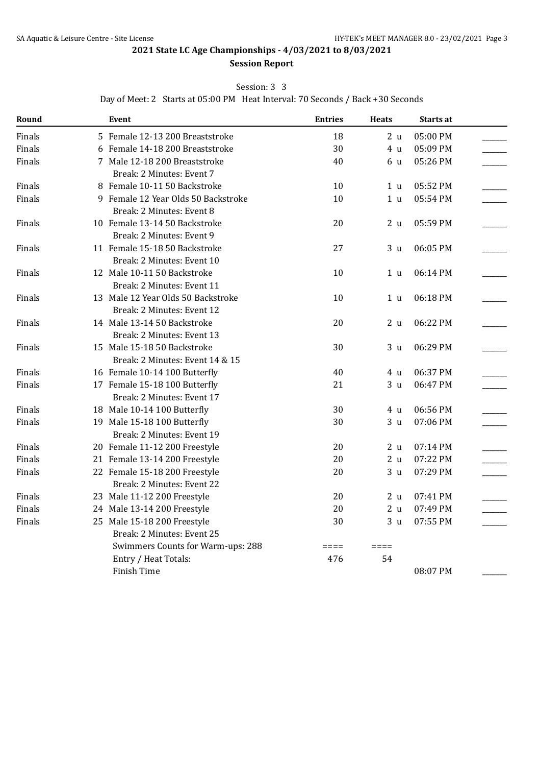## 2021 State LC Age Championships - 4/03/2021 to 8/03/2021

### Session Report

Session: 3 3

Day of Meet: 2 Starts at 05:00 PM Heat Interval: 70 Seconds / Back +30 Seconds

| Round | Event | Entries | Heats | Starts at | |
|---|---|---|---|---|---|
| Finals | 5 Female 12-13 200 Breaststroke | 18 | 2 u | 05:00 PM | ______ |
| Finals | 6 Female 14-18 200 Breaststroke | 30 | 4 u | 05:09 PM | ______ |
| Finals | 7 Male 12-18 200 Breaststroke | 40 | 6 u | 05:26 PM | ______ |
| | Break: 2 Minutes: Event 7 | | | | |
| Finals | 8 Female 10-11 50 Backstroke | 10 | 1 u | 05:52 PM | ______ |
| Finals | 9 Female 12 Year Olds 50 Backstroke | 10 | 1 u | 05:54 PM | ______ |
| | Break: 2 Minutes: Event 8 | | | | |
| Finals | 10 Female 13-14 50 Backstroke | 20 | 2 u | 05:59 PM | ______ |
| | Break: 2 Minutes: Event 9 | | | | |
| Finals | 11 Female 15-18 50 Backstroke | 27 | 3 u | 06:05 PM | ______ |
| | Break: 2 Minutes: Event 10 | | | | |
| Finals | 12 Male 10-11 50 Backstroke | 10 | 1 u | 06:14 PM | ______ |
| | Break: 2 Minutes: Event 11 | | | | |
| Finals | 13 Male 12 Year Olds 50 Backstroke | 10 | 1 u | 06:18 PM | ______ |
| | Break: 2 Minutes: Event 12 | | | | |
| Finals | 14 Male 13-14 50 Backstroke | 20 | 2 u | 06:22 PM | ______ |
| | Break: 2 Minutes: Event 13 | | | | |
| Finals | 15 Male 15-18 50 Backstroke | 30 | 3 u | 06:29 PM | ______ |
| | Break: 2 Minutes: Event 14 & 15 | | | | |
| Finals | 16 Female 10-14 100 Butterfly | 40 | 4 u | 06:37 PM | ______ |
| Finals | 17 Female 15-18 100 Butterfly | 21 | 3 u | 06:47 PM | ______ |
| | Break: 2 Minutes: Event 17 | | | | |
| Finals | 18 Male 10-14 100 Butterfly | 30 | 4 u | 06:56 PM | ______ |
| Finals | 19 Male 15-18 100 Butterfly | 30 | 3 u | 07:06 PM | ______ |
| | Break: 2 Minutes: Event 19 | | | | |
| Finals | 20 Female 11-12 200 Freestyle | 20 | 2 u | 07:14 PM | ______ |
| Finals | 21 Female 13-14 200 Freestyle | 20 | 2 u | 07:22 PM | ______ |
| Finals | 22 Female 15-18 200 Freestyle | 20 | 3 u | 07:29 PM | ______ |
| | Break: 2 Minutes: Event 22 | | | | |
| Finals | 23 Male 11-12 200 Freestyle | 20 | 2 u | 07:41 PM | ______ |
| Finals | 24 Male 13-14 200 Freestyle | 20 | 2 u | 07:49 PM | ______ |
| Finals | 25 Male 15-18 200 Freestyle | 30 | 3 u | 07:55 PM | ______ |
| | Break: 2 Minutes: Event 25 | | | | |
| | Swimmers Counts for Warm-ups: 288 | ==== | ==== | | |
| | Entry / Heat Totals: | 476 | 54 | | |
| | Finish Time | | | 08:07 PM | ______ |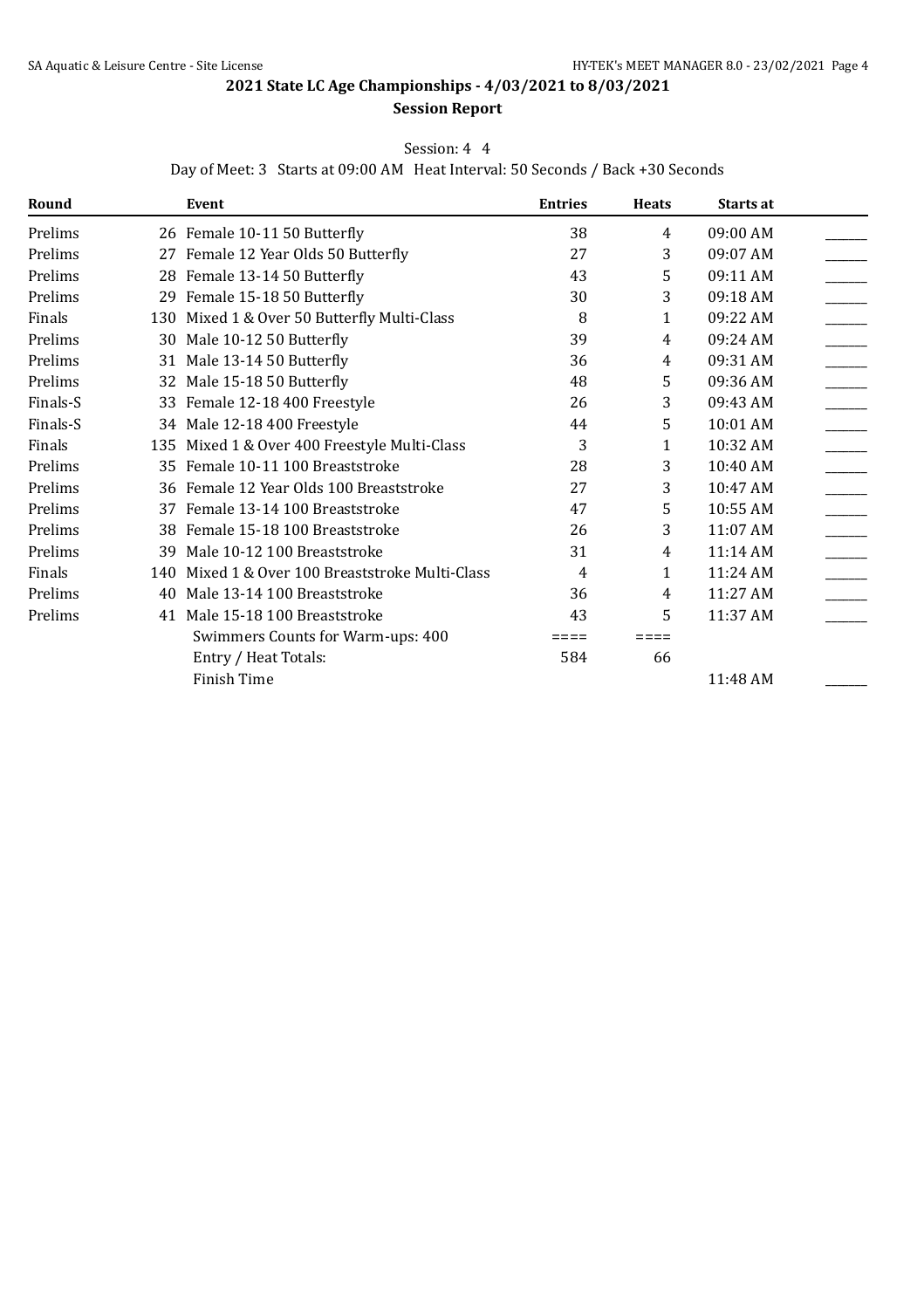## 2021 State LC Age Championships - 4/03/2021 to 8/03/2021

### Session Report

Session: 4 4

Day of Meet: 3 Starts at 09:00 AM Heat Interval: 50 Seconds / Back +30 Seconds

| Round | | Event | Entries | Heats | Starts at | |
|---|---|---|---|---|---|---|
| Prelims | 26 | Female 10-11 50 Butterfly | 38 | 4 | 09:00 AM | ______ |
| Prelims | 27 | Female 12 Year Olds 50 Butterfly | 27 | 3 | 09:07 AM | ______ |
| Prelims | 28 | Female 13-14 50 Butterfly | 43 | 5 | 09:11 AM | ______ |
| Prelims | 29 | Female 15-18 50 Butterfly | 30 | 3 | 09:18 AM | ______ |
| Finals | 130 | Mixed 1 & Over 50 Butterfly Multi-Class | 8 | 1 | 09:22 AM | ______ |
| Prelims | 30 | Male 10-12 50 Butterfly | 39 | 4 | 09:24 AM | ______ |
| Prelims | 31 | Male 13-14 50 Butterfly | 36 | 4 | 09:31 AM | ______ |
| Prelims | 32 | Male 15-18 50 Butterfly | 48 | 5 | 09:36 AM | ______ |
| Finals-S | 33 | Female 12-18 400 Freestyle | 26 | 3 | 09:43 AM | ______ |
| Finals-S | 34 | Male 12-18 400 Freestyle | 44 | 5 | 10:01 AM | ______ |
| Finals | 135 | Mixed 1 & Over 400 Freestyle Multi-Class | 3 | 1 | 10:32 AM | ______ |
| Prelims | 35 | Female 10-11 100 Breaststroke | 28 | 3 | 10:40 AM | ______ |
| Prelims | 36 | Female 12 Year Olds 100 Breaststroke | 27 | 3 | 10:47 AM | ______ |
| Prelims | 37 | Female 13-14 100 Breaststroke | 47 | 5 | 10:55 AM | ______ |
| Prelims | 38 | Female 15-18 100 Breaststroke | 26 | 3 | 11:07 AM | ______ |
| Prelims | 39 | Male 10-12 100 Breaststroke | 31 | 4 | 11:14 AM | ______ |
| Finals | 140 | Mixed 1 & Over 100 Breaststroke Multi-Class | 4 | 1 | 11:24 AM | ______ |
| Prelims | 40 | Male 13-14 100 Breaststroke | 36 | 4 | 11:27 AM | ______ |
| Prelims | 41 | Male 15-18 100 Breaststroke | 43 | 5 | 11:37 AM | ______ |
| | | Swimmers Counts for Warm-ups: 400 | ==== | ==== | | |
| | | Entry / Heat Totals: | 584 | 66 | | |
| | | Finish Time | | | 11:48 AM | ______ |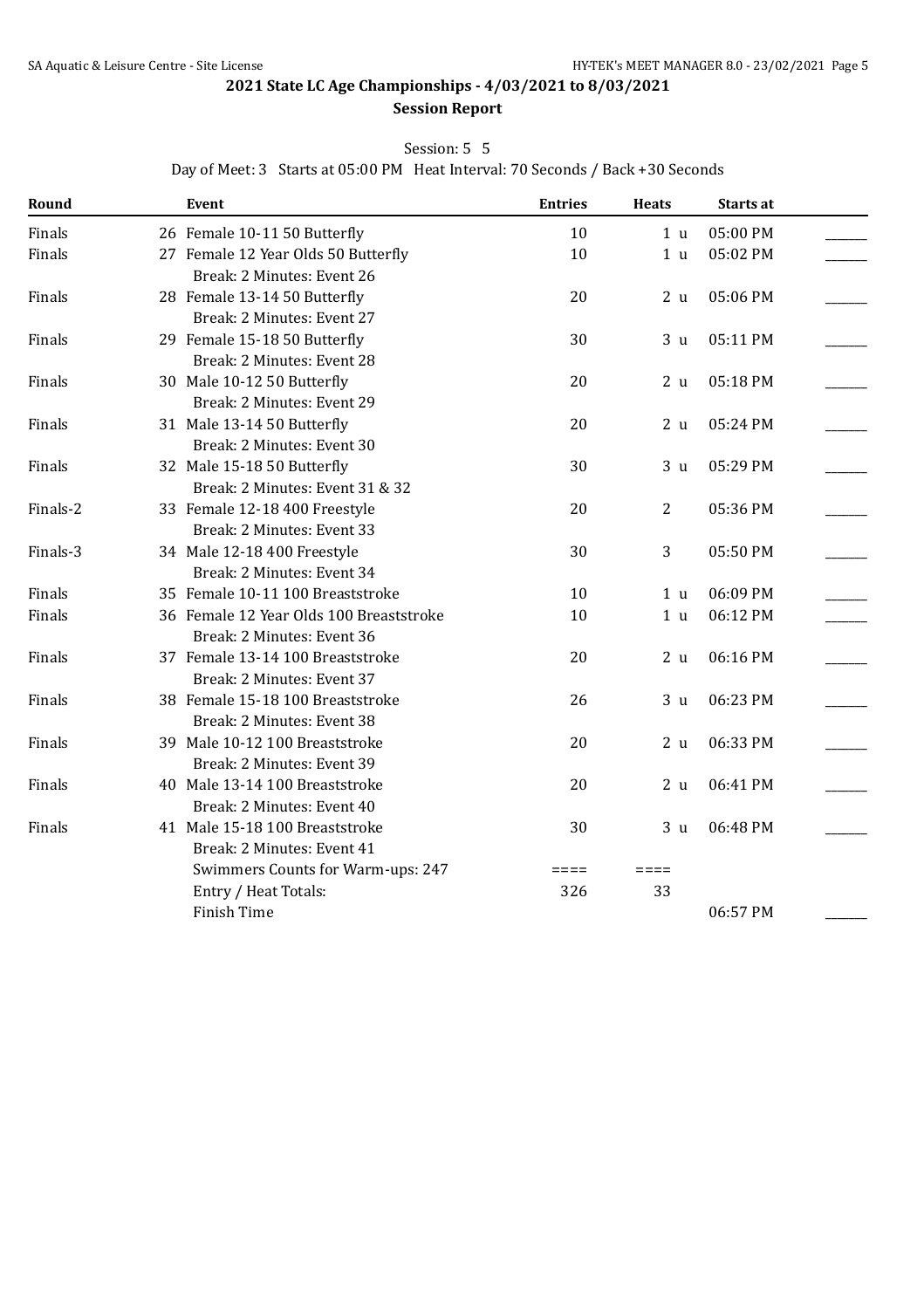# 2021 State LC Age Championships - 4/03/2021 to 8/03/2021

## Session Report

Session: 5 5

Day of Meet: 3 Starts at 05:00 PM Heat Interval: 70 Seconds / Back +30 Seconds

| Round | Event | Entries | Heats | Starts at | |
|---|---|---|---|---|---|
| Finals | 26 Female 10-11 50 Butterfly | 10 | 1 u | 05:00 PM | ______ |
| Finals | 27 Female 12 Year Olds 50 Butterfly | 10 | 1 u | 05:02 PM | ______ |
| | Break: 2 Minutes: Event 26 | | | | |
| Finals | 28 Female 13-14 50 Butterfly | 20 | 2 u | 05:06 PM | ______ |
| | Break: 2 Minutes: Event 27 | | | | |
| Finals | 29 Female 15-18 50 Butterfly | 30 | 3 u | 05:11 PM | ______ |
| | Break: 2 Minutes: Event 28 | | | | |
| Finals | 30 Male 10-12 50 Butterfly | 20 | 2 u | 05:18 PM | ______ |
| | Break: 2 Minutes: Event 29 | | | | |
| Finals | 31 Male 13-14 50 Butterfly | 20 | 2 u | 05:24 PM | ______ |
| | Break: 2 Minutes: Event 30 | | | | |
| Finals | 32 Male 15-18 50 Butterfly | 30 | 3 u | 05:29 PM | ______ |
| | Break: 2 Minutes: Event 31 & 32 | | | | |
| Finals-2 | 33 Female 12-18 400 Freestyle | 20 | 2 | 05:36 PM | ______ |
| | Break: 2 Minutes: Event 33 | | | | |
| Finals-3 | 34 Male 12-18 400 Freestyle | 30 | 3 | 05:50 PM | ______ |
| | Break: 2 Minutes: Event 34 | | | | |
| Finals | 35 Female 10-11 100 Breaststroke | 10 | 1 u | 06:09 PM | ______ |
| Finals | 36 Female 12 Year Olds 100 Breaststroke | 10 | 1 u | 06:12 PM | ______ |
| | Break: 2 Minutes: Event 36 | | | | |
| Finals | 37 Female 13-14 100 Breaststroke | 20 | 2 u | 06:16 PM | ______ |
| | Break: 2 Minutes: Event 37 | | | | |
| Finals | 38 Female 15-18 100 Breaststroke | 26 | 3 u | 06:23 PM | ______ |
| | Break: 2 Minutes: Event 38 | | | | |
| Finals | 39 Male 10-12 100 Breaststroke | 20 | 2 u | 06:33 PM | ______ |
| | Break: 2 Minutes: Event 39 | | | | |
| Finals | 40 Male 13-14 100 Breaststroke | 20 | 2 u | 06:41 PM | ______ |
| | Break: 2 Minutes: Event 40 | | | | |
| Finals | 41 Male 15-18 100 Breaststroke | 30 | 3 u | 06:48 PM | ______ |
| | Break: 2 Minutes: Event 41 | | | | |
| | Swimmers Counts for Warm-ups: 247 | ==== | ==== | | |
| | Entry / Heat Totals: | 326 | 33 | | |
| | Finish Time | | | 06:57 PM | ______ |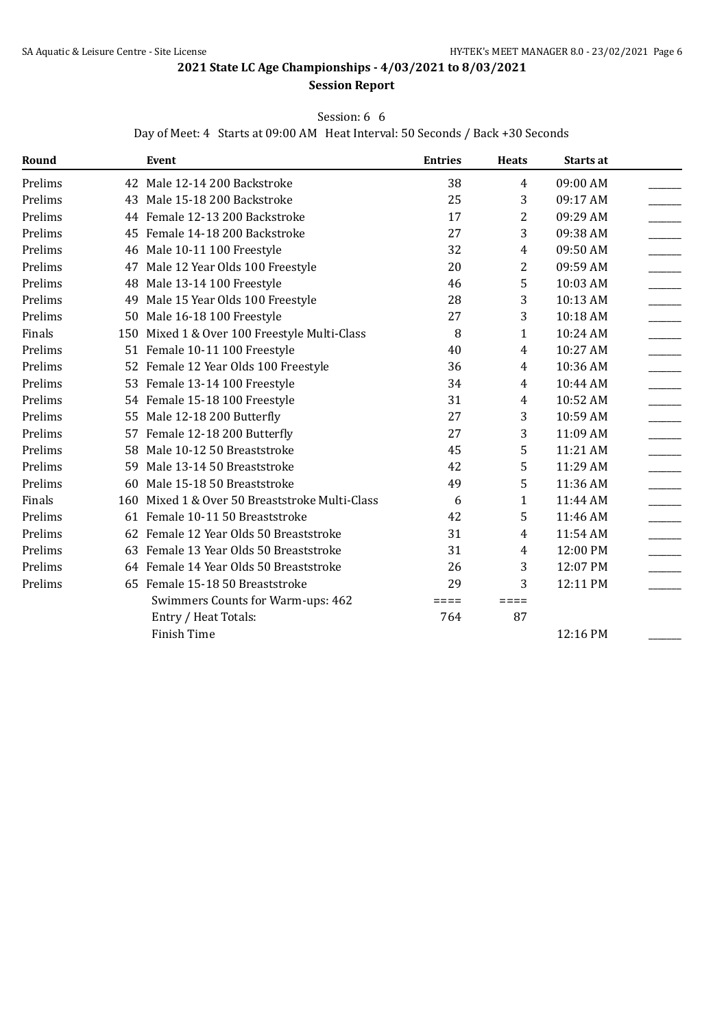## 2021 State LC Age Championships - 4/03/2021 to 8/03/2021

### Session Report

Session: 6 6

Day of Meet: 4 Starts at 09:00 AM Heat Interval: 50 Seconds / Back +30 Seconds

| Round | Event | Entries | Heats | Starts at | |
|---|---|---|---|---|---|
| Prelims | 42 Male 12-14 200 Backstroke | 38 | 4 | 09:00 AM | ______ |
| Prelims | 43 Male 15-18 200 Backstroke | 25 | 3 | 09:17 AM | ______ |
| Prelims | 44 Female 12-13 200 Backstroke | 17 | 2 | 09:29 AM | ______ |
| Prelims | 45 Female 14-18 200 Backstroke | 27 | 3 | 09:38 AM | ______ |
| Prelims | 46 Male 10-11 100 Freestyle | 32 | 4 | 09:50 AM | ______ |
| Prelims | 47 Male 12 Year Olds 100 Freestyle | 20 | 2 | 09:59 AM | ______ |
| Prelims | 48 Male 13-14 100 Freestyle | 46 | 5 | 10:03 AM | ______ |
| Prelims | 49 Male 15 Year Olds 100 Freestyle | 28 | 3 | 10:13 AM | ______ |
| Prelims | 50 Male 16-18 100 Freestyle | 27 | 3 | 10:18 AM | ______ |
| Finals | 150 Mixed 1 & Over 100 Freestyle Multi-Class | 8 | 1 | 10:24 AM | ______ |
| Prelims | 51 Female 10-11 100 Freestyle | 40 | 4 | 10:27 AM | ______ |
| Prelims | 52 Female 12 Year Olds 100 Freestyle | 36 | 4 | 10:36 AM | ______ |
| Prelims | 53 Female 13-14 100 Freestyle | 34 | 4 | 10:44 AM | ______ |
| Prelims | 54 Female 15-18 100 Freestyle | 31 | 4 | 10:52 AM | ______ |
| Prelims | 55 Male 12-18 200 Butterfly | 27 | 3 | 10:59 AM | ______ |
| Prelims | 57 Female 12-18 200 Butterfly | 27 | 3 | 11:09 AM | ______ |
| Prelims | 58 Male 10-12 50 Breaststroke | 45 | 5 | 11:21 AM | ______ |
| Prelims | 59 Male 13-14 50 Breaststroke | 42 | 5 | 11:29 AM | ______ |
| Prelims | 60 Male 15-18 50 Breaststroke | 49 | 5 | 11:36 AM | ______ |
| Finals | 160 Mixed 1 & Over 50 Breaststroke Multi-Class | 6 | 1 | 11:44 AM | ______ |
| Prelims | 61 Female 10-11 50 Breaststroke | 42 | 5 | 11:46 AM | ______ |
| Prelims | 62 Female 12 Year Olds 50 Breaststroke | 31 | 4 | 11:54 AM | ______ |
| Prelims | 63 Female 13 Year Olds 50 Breaststroke | 31 | 4 | 12:00 PM | ______ |
| Prelims | 64 Female 14 Year Olds 50 Breaststroke | 26 | 3 | 12:07 PM | ______ |
| Prelims | 65 Female 15-18 50 Breaststroke | 29 | 3 | 12:11 PM | ______ |
| | Swimmers Counts for Warm-ups: 462 | ==== | ==== | | |
| | Entry / Heat Totals: | 764 | 87 | | |
| | Finish Time | | | 12:16 PM | ______ |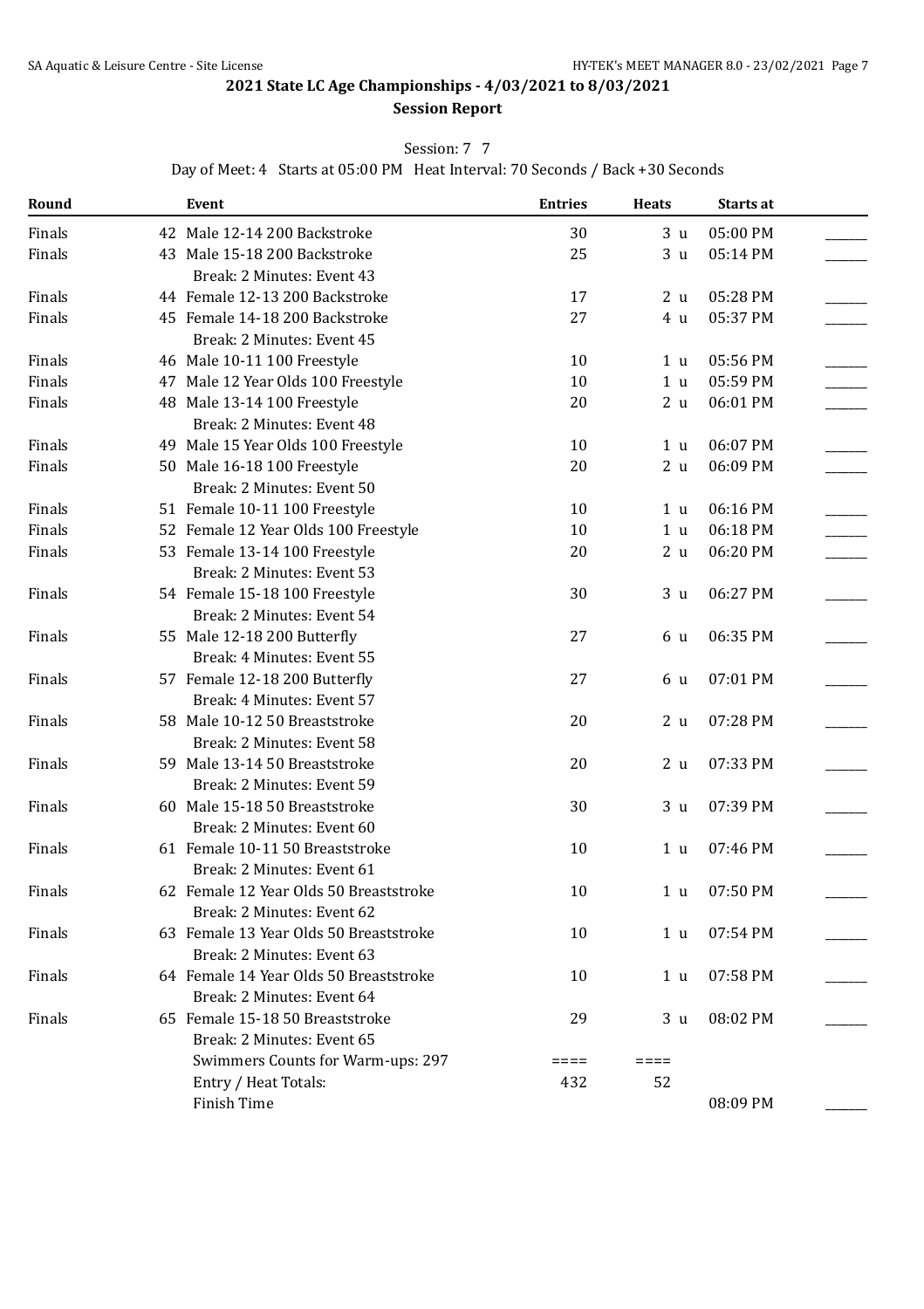# 2021 State LC Age Championships - 4/03/2021 to 8/03/2021

## Session Report

Session: 7 7

Day of Meet: 4 Starts at 05:00 PM Heat Interval: 70 Seconds / Back +30 Seconds

| Round | Event | Entries | Heats | Starts at | |
|---|---|---|---|---|---|
| Finals | 42 Male 12-14 200 Backstroke | 30 | 3 u | 05:00 PM | ______ |
| Finals | 43 Male 15-18 200 Backstroke | 25 | 3 u | 05:14 PM | ______ |
| | Break: 2 Minutes: Event 43 | | | | |
| Finals | 44 Female 12-13 200 Backstroke | 17 | 2 u | 05:28 PM | ______ |
| Finals | 45 Female 14-18 200 Backstroke | 27 | 4 u | 05:37 PM | ______ |
| | Break: 2 Minutes: Event 45 | | | | |
| Finals | 46 Male 10-11 100 Freestyle | 10 | 1 u | 05:56 PM | ______ |
| Finals | 47 Male 12 Year Olds 100 Freestyle | 10 | 1 u | 05:59 PM | ______ |
| Finals | 48 Male 13-14 100 Freestyle | 20 | 2 u | 06:01 PM | ______ |
| | Break: 2 Minutes: Event 48 | | | | |
| Finals | 49 Male 15 Year Olds 100 Freestyle | 10 | 1 u | 06:07 PM | ______ |
| Finals | 50 Male 16-18 100 Freestyle | 20 | 2 u | 06:09 PM | ______ |
| | Break: 2 Minutes: Event 50 | | | | |
| Finals | 51 Female 10-11 100 Freestyle | 10 | 1 u | 06:16 PM | ______ |
| Finals | 52 Female 12 Year Olds 100 Freestyle | 10 | 1 u | 06:18 PM | ______ |
| Finals | 53 Female 13-14 100 Freestyle | 20 | 2 u | 06:20 PM | ______ |
| | Break: 2 Minutes: Event 53 | | | | |
| Finals | 54 Female 15-18 100 Freestyle | 30 | 3 u | 06:27 PM | ______ |
| | Break: 2 Minutes: Event 54 | | | | |
| Finals | 55 Male 12-18 200 Butterfly | 27 | 6 u | 06:35 PM | ______ |
| | Break: 4 Minutes: Event 55 | | | | |
| Finals | 57 Female 12-18 200 Butterfly | 27 | 6 u | 07:01 PM | ______ |
| | Break: 4 Minutes: Event 57 | | | | |
| Finals | 58 Male 10-12 50 Breaststroke | 20 | 2 u | 07:28 PM | ______ |
| | Break: 2 Minutes: Event 58 | | | | |
| Finals | 59 Male 13-14 50 Breaststroke | 20 | 2 u | 07:33 PM | ______ |
| | Break: 2 Minutes: Event 59 | | | | |
| Finals | 60 Male 15-18 50 Breaststroke | 30 | 3 u | 07:39 PM | ______ |
| | Break: 2 Minutes: Event 60 | | | | |
| Finals | 61 Female 10-11 50 Breaststroke | 10 | 1 u | 07:46 PM | ______ |
| | Break: 2 Minutes: Event 61 | | | | |
| Finals | 62 Female 12 Year Olds 50 Breaststroke | 10 | 1 u | 07:50 PM | ______ |
| | Break: 2 Minutes: Event 62 | | | | |
| Finals | 63 Female 13 Year Olds 50 Breaststroke | 10 | 1 u | 07:54 PM | ______ |
| | Break: 2 Minutes: Event 63 | | | | |
| Finals | 64 Female 14 Year Olds 50 Breaststroke | 10 | 1 u | 07:58 PM | ______ |
| | Break: 2 Minutes: Event 64 | | | | |
| Finals | 65 Female 15-18 50 Breaststroke | 29 | 3 u | 08:02 PM | ______ |
| | Break: 2 Minutes: Event 65 | | | | |
| | Swimmers Counts for Warm-ups: 297 | ==== | ==== | | |
| | Entry / Heat Totals: | 432 | 52 | | |
| | Finish Time | | | 08:09 PM | ______ |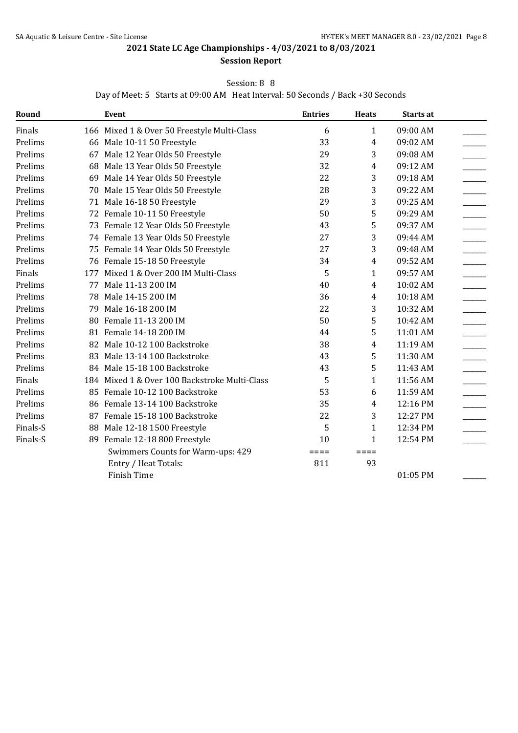**2021 State LC Age Championships - 4/03/2021 to 8/03/2021**

**Session Report**

Session: 8 8

Day of Meet: 5 Starts at 09:00 AM Heat Interval: 50 Seconds / Back +30 Seconds

| Round | Event | Entries | Heats | Starts at | |
|---|---|---|---|---|---|
| Finals | 166 Mixed 1 & Over 50 Freestyle Multi-Class | 6 | 1 | 09:00 AM | ______ |
| Prelims | 66 Male 10-11 50 Freestyle | 33 | 4 | 09:02 AM | ______ |
| Prelims | 67 Male 12 Year Olds 50 Freestyle | 29 | 3 | 09:08 AM | ______ |
| Prelims | 68 Male 13 Year Olds 50 Freestyle | 32 | 4 | 09:12 AM | ______ |
| Prelims | 69 Male 14 Year Olds 50 Freestyle | 22 | 3 | 09:18 AM | ______ |
| Prelims | 70 Male 15 Year Olds 50 Freestyle | 28 | 3 | 09:22 AM | ______ |
| Prelims | 71 Male 16-18 50 Freestyle | 29 | 3 | 09:25 AM | ______ |
| Prelims | 72 Female 10-11 50 Freestyle | 50 | 5 | 09:29 AM | ______ |
| Prelims | 73 Female 12 Year Olds 50 Freestyle | 43 | 5 | 09:37 AM | ______ |
| Prelims | 74 Female 13 Year Olds 50 Freestyle | 27 | 3 | 09:44 AM | ______ |
| Prelims | 75 Female 14 Year Olds 50 Freestyle | 27 | 3 | 09:48 AM | ______ |
| Prelims | 76 Female 15-18 50 Freestyle | 34 | 4 | 09:52 AM | ______ |
| Finals | 177 Mixed 1 & Over 200 IM Multi-Class | 5 | 1 | 09:57 AM | ______ |
| Prelims | 77 Male 11-13 200 IM | 40 | 4 | 10:02 AM | ______ |
| Prelims | 78 Male 14-15 200 IM | 36 | 4 | 10:18 AM | ______ |
| Prelims | 79 Male 16-18 200 IM | 22 | 3 | 10:32 AM | ______ |
| Prelims | 80 Female 11-13 200 IM | 50 | 5 | 10:42 AM | ______ |
| Prelims | 81 Female 14-18 200 IM | 44 | 5 | 11:01 AM | ______ |
| Prelims | 82 Male 10-12 100 Backstroke | 38 | 4 | 11:19 AM | ______ |
| Prelims | 83 Male 13-14 100 Backstroke | 43 | 5 | 11:30 AM | ______ |
| Prelims | 84 Male 15-18 100 Backstroke | 43 | 5 | 11:43 AM | ______ |
| Finals | 184 Mixed 1 & Over 100 Backstroke Multi-Class | 5 | 1 | 11:56 AM | ______ |
| Prelims | 85 Female 10-12 100 Backstroke | 53 | 6 | 11:59 AM | ______ |
| Prelims | 86 Female 13-14 100 Backstroke | 35 | 4 | 12:16 PM | ______ |
| Prelims | 87 Female 15-18 100 Backstroke | 22 | 3 | 12:27 PM | ______ |
| Finals-S | 88 Male 12-18 1500 Freestyle | 5 | 1 | 12:34 PM | ______ |
| Finals-S | 89 Female 12-18 800 Freestyle | 10 | 1 | 12:54 PM | ______ |
| | Swimmers Counts for Warm-ups: 429 | ==== | ==== | | |
| | Entry / Heat Totals: | 811 | 93 | | |
| | Finish Time | | | 01:05 PM | ______ |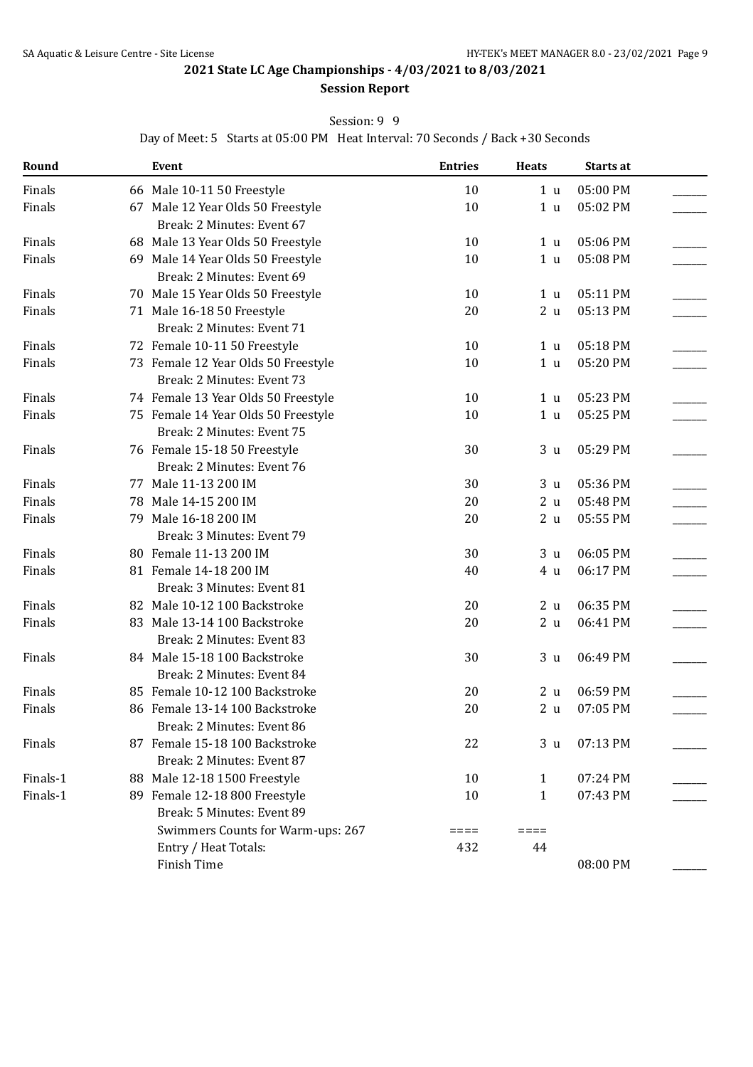## 2021 State LC Age Championships - 4/03/2021 to 8/03/2021

### Session Report

Session: 9 9

Day of Meet: 5 Starts at 05:00 PM Heat Interval: 70 Seconds / Back +30 Seconds

| Round | Event | Entries | Heats | Starts at | |
|---|---|---|---|---|---|
| Finals | 66 Male 10-11 50 Freestyle | 10 | 1 u | 05:00 PM | ______ |
| Finals | 67 Male 12 Year Olds 50 Freestyle | 10 | 1 u | 05:02 PM | ______ |
| | Break: 2 Minutes: Event 67 | | | | |
| Finals | 68 Male 13 Year Olds 50 Freestyle | 10 | 1 u | 05:06 PM | ______ |
| Finals | 69 Male 14 Year Olds 50 Freestyle | 10 | 1 u | 05:08 PM | ______ |
| | Break: 2 Minutes: Event 69 | | | | |
| Finals | 70 Male 15 Year Olds 50 Freestyle | 10 | 1 u | 05:11 PM | ______ |
| Finals | 71 Male 16-18 50 Freestyle | 20 | 2 u | 05:13 PM | ______ |
| | Break: 2 Minutes: Event 71 | | | | |
| Finals | 72 Female 10-11 50 Freestyle | 10 | 1 u | 05:18 PM | ______ |
| Finals | 73 Female 12 Year Olds 50 Freestyle | 10 | 1 u | 05:20 PM | ______ |
| | Break: 2 Minutes: Event 73 | | | | |
| Finals | 74 Female 13 Year Olds 50 Freestyle | 10 | 1 u | 05:23 PM | ______ |
| Finals | 75 Female 14 Year Olds 50 Freestyle | 10 | 1 u | 05:25 PM | ______ |
| | Break: 2 Minutes: Event 75 | | | | |
| Finals | 76 Female 15-18 50 Freestyle | 30 | 3 u | 05:29 PM | ______ |
| | Break: 2 Minutes: Event 76 | | | | |
| Finals | 77 Male 11-13 200 IM | 30 | 3 u | 05:36 PM | ______ |
| Finals | 78 Male 14-15 200 IM | 20 | 2 u | 05:48 PM | ______ |
| Finals | 79 Male 16-18 200 IM | 20 | 2 u | 05:55 PM | ______ |
| | Break: 3 Minutes: Event 79 | | | | |
| Finals | 80 Female 11-13 200 IM | 30 | 3 u | 06:05 PM | ______ |
| Finals | 81 Female 14-18 200 IM | 40 | 4 u | 06:17 PM | ______ |
| | Break: 3 Minutes: Event 81 | | | | |
| Finals | 82 Male 10-12 100 Backstroke | 20 | 2 u | 06:35 PM | ______ |
| Finals | 83 Male 13-14 100 Backstroke | 20 | 2 u | 06:41 PM | ______ |
| | Break: 2 Minutes: Event 83 | | | | |
| Finals | 84 Male 15-18 100 Backstroke | 30 | 3 u | 06:49 PM | ______ |
| | Break: 2 Minutes: Event 84 | | | | |
| Finals | 85 Female 10-12 100 Backstroke | 20 | 2 u | 06:59 PM | ______ |
| Finals | 86 Female 13-14 100 Backstroke | 20 | 2 u | 07:05 PM | ______ |
| | Break: 2 Minutes: Event 86 | | | | |
| Finals | 87 Female 15-18 100 Backstroke | 22 | 3 u | 07:13 PM | ______ |
| | Break: 2 Minutes: Event 87 | | | | |
| Finals-1 | 88 Male 12-18 1500 Freestyle | 10 | 1 | 07:24 PM | ______ |
| Finals-1 | 89 Female 12-18 800 Freestyle | 10 | 1 | 07:43 PM | ______ |
| | Break: 5 Minutes: Event 89 | | | | |
| | Swimmers Counts for Warm-ups: 267 | ==== | ==== | | |
| | Entry / Heat Totals: | 432 | 44 | | |
| | Finish Time | | | 08:00 PM | ______ |